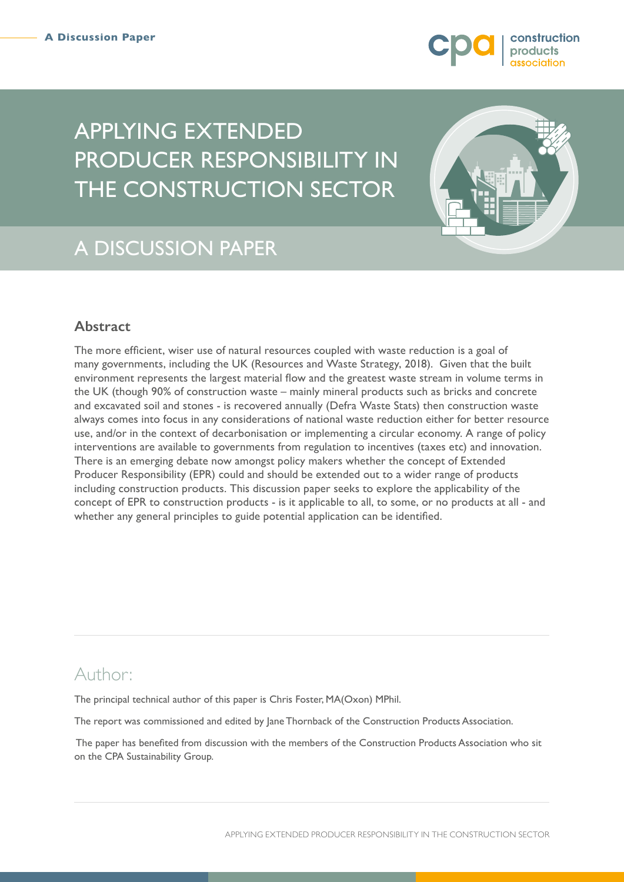# APPLYING EXTENDED PRODUCER RESPONSIBILITY IN THE CONSTRUCTION SECTOR

## A DISCUSSION PAPER

### Abstract

The more efficient, wiser use of natural resources coupled with waste reduction is a goal of many governments, including the UK (Resources and Waste Strategy, 2018). Given that the built environment represents the largest material flow and the greatest waste stream in volume terms in the UK (though 90% of construction waste – mainly mineral products such as bricks and concrete and excavated soil and stones - is recovered annually (Defra Waste Stats) then construction waste always comes into focus in any considerations of national waste reduction either for better resource use, and/or in the context of decarbonisation or implementing a circular economy. A range of policy interventions are available to governments from regulation to incentives (taxes etc) and innovation. There is an emerging debate now amongst policy makers whether the concept of Extended Producer Responsibility (EPR) could and should be extended out to a wider range of products including construction products. This discussion paper seeks to explore the applicability of the concept of EPR to construction products - is it applicable to all, to some, or no products at all - and whether any general principles to guide potential application can be identified.

## Author:

The principal technical author of this paper is Chris Foster, MA(Oxon) MPhil.

The report was commissioned and edited by Jane Thornback of the Construction Products Association.

The paper has benefited from discussion with the members of the Construction Products Association who sit on the CPA Sustainability Group.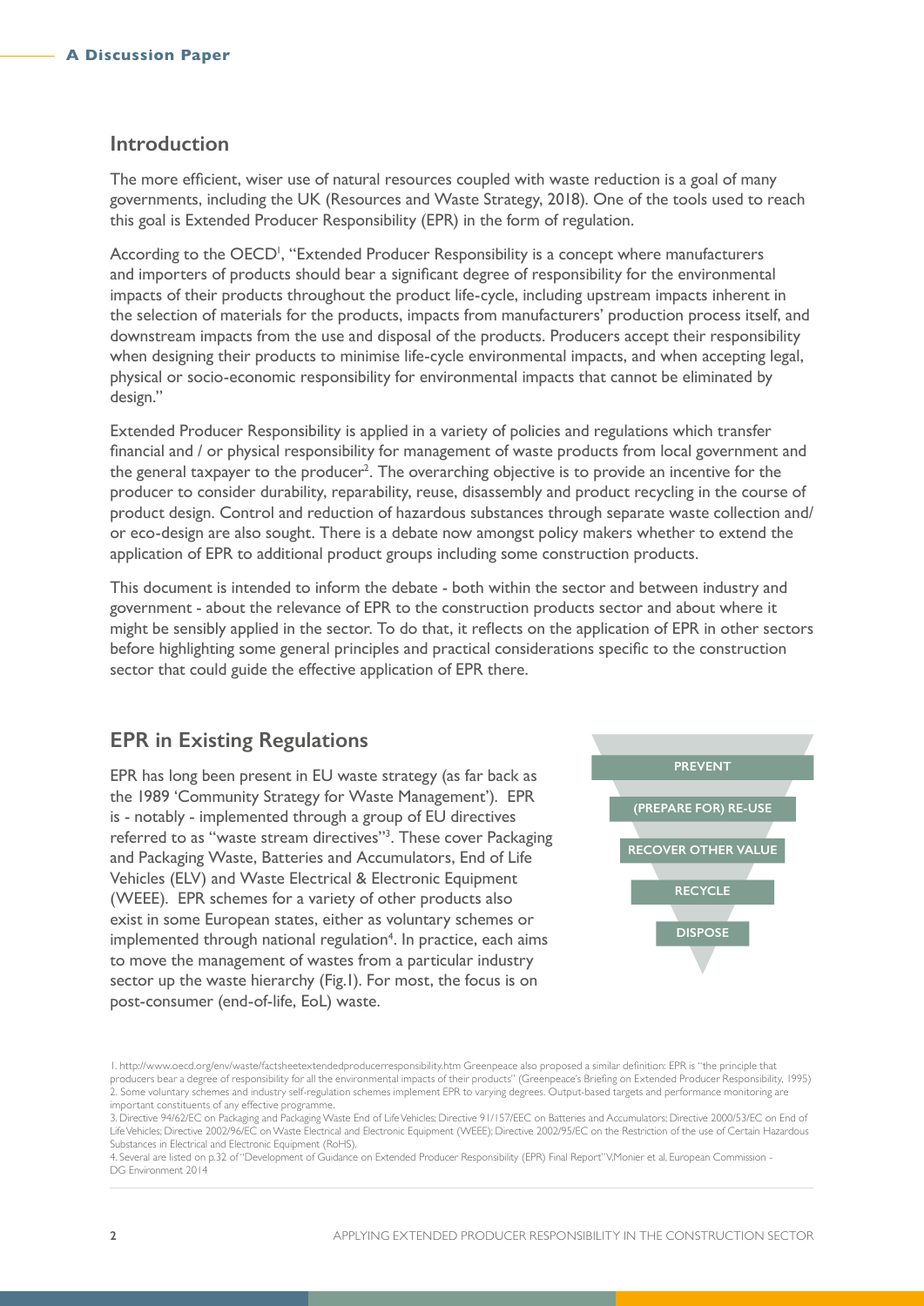## Introduction

The more efficient, wiser use of natural resources coupled with waste reduction is a goal of many governments, including the UK (Resources and Waste Strategy, 2018). One of the tools used to reach this goal is Extended Producer Responsibility (EPR) in the form of regulation.

According to the OECD[1], "Extended Producer Responsibility is a concept where manufacturers and importers of products should bear a significant degree of responsibility for the environmental impacts of their products throughout the product life-cycle, including upstream impacts inherent in the selection of materials for the products, impacts from manufacturers' production process itself, and downstream impacts from the use and disposal of the products. Producers accept their responsibility when designing their products to minimise life-cycle environmental impacts, and when accepting legal, physical or socio-economic responsibility for environmental impacts that cannot be eliminated by design."

Extended Producer Responsibility is applied in a variety of policies and regulations which transfer financial and / or physical responsibility for management of waste products from local government and the general taxpayer to the producer[2]. The overarching objective is to provide an incentive for the producer to consider durability, reparability, reuse, disassembly and product recycling in the course of product design. Control and reduction of hazardous substances through separate waste collection and/ or eco-design are also sought. There is a debate now amongst policy makers whether to extend the application of EPR to additional product groups including some construction products.

This document is intended to inform the debate - both within the sector and between industry and government - about the relevance of EPR to the construction products sector and about where it might be sensibly applied in the sector. To do that, it reflects on the application of EPR in other sectors before highlighting some general principles and practical considerations specific to the construction sector that could guide the effective application of EPR there.

## EPR in Existing Regulations

EPR has long been present in EU waste strategy (as far back as the 1989 'Community Strategy for Waste Management'). EPR is - notably - implemented through a group of EU directives referred to as "waste stream directives"[3]. These cover Packaging and Packaging Waste, Batteries and Accumulators, End of Life Vehicles (ELV) and Waste Electrical & Electronic Equipment (WEEE). EPR schemes for a variety of other products also exist in some European states, either as voluntary schemes or implemented through national regulation[4]. In practice, each aims to move the management of wastes from a particular industry sector up the waste hierarchy (Fig.1). For most, the focus is on post-consumer (end-of-life, EoL) waste.

PREVENT

(PREPARE FOR) RE-USE

RECOVER OTHER VALUE

RECYCLE

DISPOSE

1. http://www.oecd.org/env/waste/factsheetextendedproducerresponsibility.htm Greenpeace also proposed a similar definition: EPR is "the principle that producers bear a degree of responsibility for all the environmental impacts of their products" (Greenpeace's Briefing on Extended Producer Responsibility, 1995)

2. Some voluntary schemes and industry self-regulation schemes implement EPR to varying degrees. Output-based targets and performance monitoring are important constituents of any effective programme.

3. Directive 94/62/EC on Packaging and Packaging Waste End of Life Vehicles; Directive 91/157/EEC on Batteries and Accumulators; Directive 2000/53/EC on End of Life Vehicles; Directive 2002/96/EC on Waste Electrical and Electronic Equipment (WEEE); Directive 2002/95/EC on the Restriction of the use of Certain Hazardous Substances in Electrical and Electronic Equipment (RoHS).

4. Several are listed on p.32 of "Development of Guidance on Extended Producer Responsibility (EPR) Final Report" V.Monier et al, European Commission - DG Environment 2014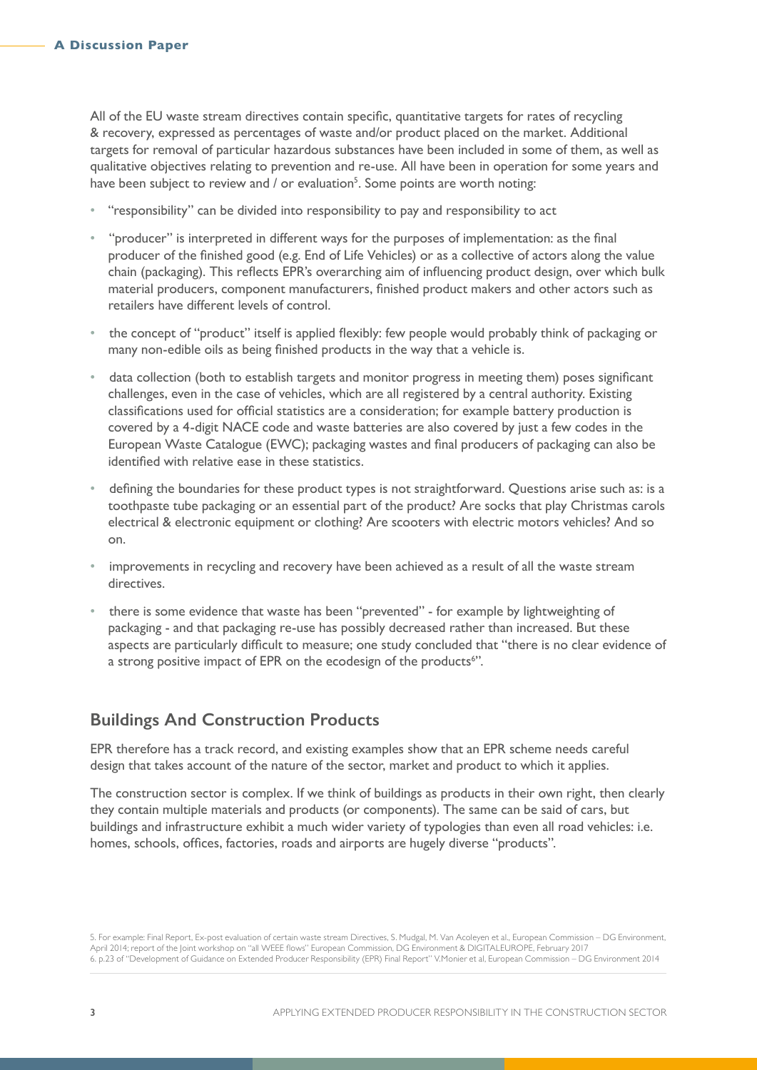All of the EU waste stream directives contain specific, quantitative targets for rates of recycling & recovery, expressed as percentages of waste and/or product placed on the market. Additional targets for removal of particular hazardous substances have been included in some of them, as well as qualitative objectives relating to prevention and re-use. All have been in operation for some years and have been subject to review and / or evaluation[5]. Some points are worth noting:

- "responsibility" can be divided into responsibility to pay and responsibility to act
- "producer" is interpreted in different ways for the purposes of implementation: as the final producer of the finished good (e.g. End of Life Vehicles) or as a collective of actors along the value chain (packaging). This reflects EPR's overarching aim of influencing product design, over which bulk material producers, component manufacturers, finished product makers and other actors such as retailers have different levels of control.
- the concept of "product" itself is applied flexibly: few people would probably think of packaging or many non-edible oils as being finished products in the way that a vehicle is.
- data collection (both to establish targets and monitor progress in meeting them) poses significant challenges, even in the case of vehicles, which are all registered by a central authority. Existing classifications used for official statistics are a consideration; for example battery production is covered by a 4-digit NACE code and waste batteries are also covered by just a few codes in the European Waste Catalogue (EWC); packaging wastes and final producers of packaging can also be identified with relative ease in these statistics.
- defining the boundaries for these product types is not straightforward. Questions arise such as: is a toothpaste tube packaging or an essential part of the product? Are socks that play Christmas carols electrical & electronic equipment or clothing? Are scooters with electric motors vehicles? And so on.
- improvements in recycling and recovery have been achieved as a result of all the waste stream directives.
- there is some evidence that waste has been "prevented" - for example by lightweighting of packaging - and that packaging re-use has possibly decreased rather than increased. But these aspects are particularly difficult to measure; one study concluded that "there is no clear evidence of a strong positive impact of EPR on the ecodesign of the products[6]".

## Buildings And Construction Products

EPR therefore has a track record, and existing examples show that an EPR scheme needs careful design that takes account of the nature of the sector, market and product to which it applies.

The construction sector is complex. If we think of buildings as products in their own right, then clearly they contain multiple materials and products (or components). The same can be said of cars, but buildings and infrastructure exhibit a much wider variety of typologies than even all road vehicles: i.e. homes, schools, offices, factories, roads and airports are hugely diverse "products".

5. For example: Final Report, Ex-post evaluation of certain waste stream Directives, S. Mudgal, M. Van Acoleyen et al., European Commission – DG Environment, April 2014; report of the Joint workshop on "all WEEE flows" European Commission, DG Environment & DIGITALEUROPE, February 2017

6. p.23 of "Development of Guidance on Extended Producer Responsibility (EPR) Final Report" V.Monier et al, European Commission – DG Environment 2014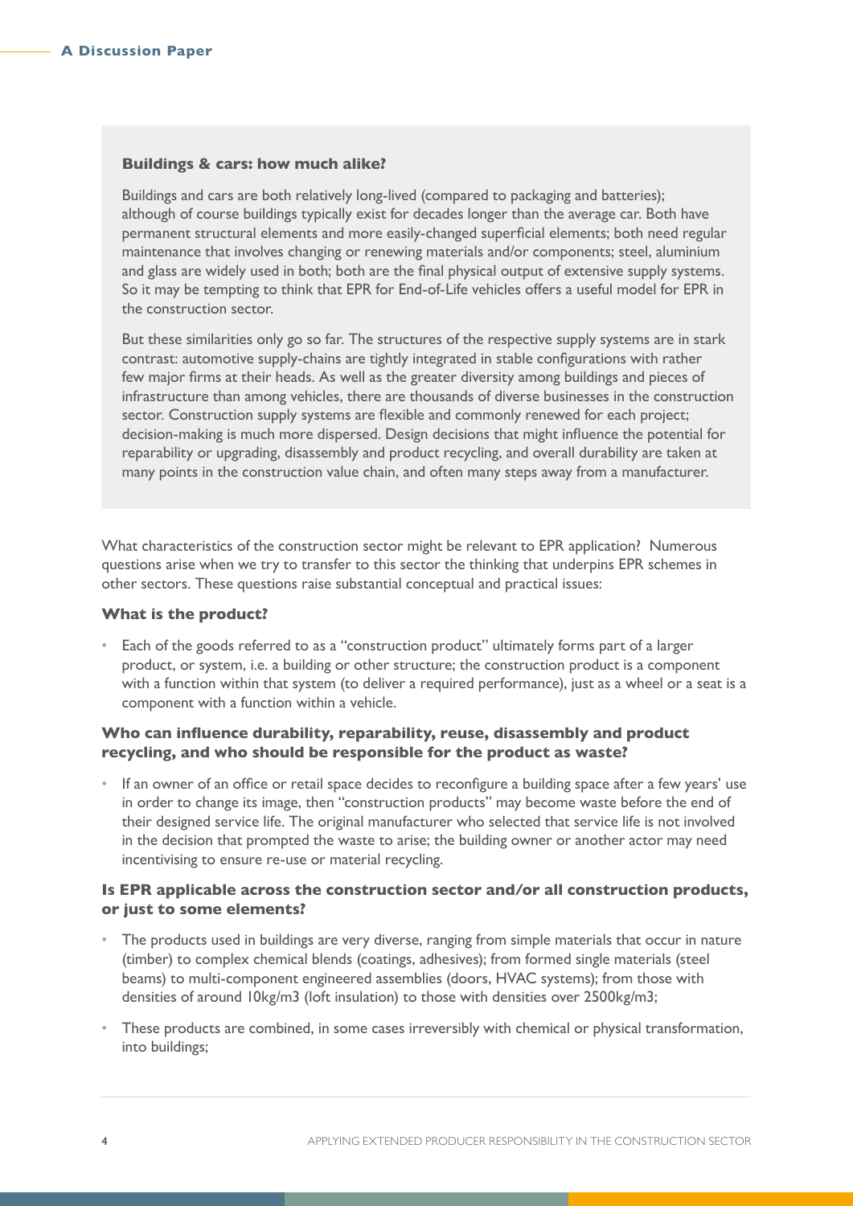### Buildings & cars: how much alike?

Buildings and cars are both relatively long-lived (compared to packaging and batteries); although of course buildings typically exist for decades longer than the average car. Both have permanent structural elements and more easily-changed superficial elements; both need regular maintenance that involves changing or renewing materials and/or components; steel, aluminium and glass are widely used in both; both are the final physical output of extensive supply systems. So it may be tempting to think that EPR for End-of-Life vehicles offers a useful model for EPR in the construction sector.

But these similarities only go so far. The structures of the respective supply systems are in stark contrast: automotive supply-chains are tightly integrated in stable configurations with rather few major firms at their heads. As well as the greater diversity among buildings and pieces of infrastructure than among vehicles, there are thousands of diverse businesses in the construction sector. Construction supply systems are flexible and commonly renewed for each project; decision-making is much more dispersed. Design decisions that might influence the potential for reparability or upgrading, disassembly and product recycling, and overall durability are taken at many points in the construction value chain, and often many steps away from a manufacturer.

What characteristics of the construction sector might be relevant to EPR application? Numerous questions arise when we try to transfer to this sector the thinking that underpins EPR schemes in other sectors. These questions raise substantial conceptual and practical issues:

### What is the product?

- Each of the goods referred to as a "construction product" ultimately forms part of a larger product, or system, i.e. a building or other structure; the construction product is a component with a function within that system (to deliver a required performance), just as a wheel or a seat is a component with a function within a vehicle.

### Who can influence durability, reparability, reuse, disassembly and product recycling, and who should be responsible for the product as waste?

- If an owner of an office or retail space decides to reconfigure a building space after a few years' use in order to change its image, then "construction products" may become waste before the end of their designed service life. The original manufacturer who selected that service life is not involved in the decision that prompted the waste to arise; the building owner or another actor may need incentivising to ensure re-use or material recycling.

### Is EPR applicable across the construction sector and/or all construction products, or just to some elements?

- The products used in buildings are very diverse, ranging from simple materials that occur in nature (timber) to complex chemical blends (coatings, adhesives); from formed single materials (steel beams) to multi-component engineered assemblies (doors, HVAC systems); from those with densities of around 10kg/m3 (loft insulation) to those with densities over 2500kg/m3;
- These products are combined, in some cases irreversibly with chemical or physical transformation, into buildings;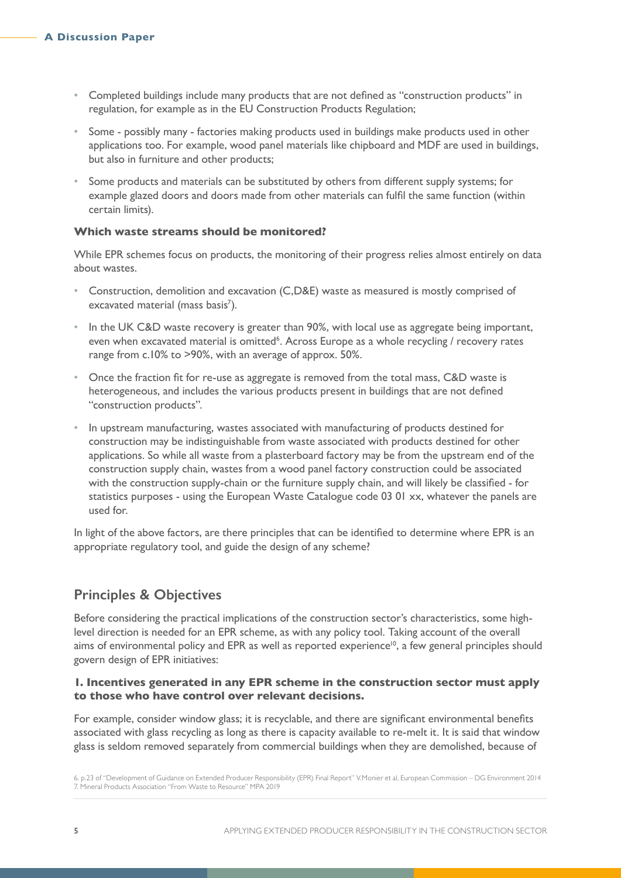- Completed buildings include many products that are not defined as "construction products" in regulation, for example as in the EU Construction Products Regulation;
- Some - possibly many - factories making products used in buildings make products used in other applications too. For example, wood panel materials like chipboard and MDF are used in buildings, but also in furniture and other products;
- Some products and materials can be substituted by others from different supply systems; for example glazed doors and doors made from other materials can fulfil the same function (within certain limits).

**Which waste streams should be monitored?**

While EPR schemes focus on products, the monitoring of their progress relies almost entirely on data about wastes.

- Construction, demolition and excavation (C,D&E) waste as measured is mostly comprised of excavated material (mass basis[7]).
- In the UK C&D waste recovery is greater than 90%, with local use as aggregate being important, even when excavated material is omitted[6]. Across Europe as a whole recycling / recovery rates range from c.10% to >90%, with an average of approx. 50%.
- Once the fraction fit for re-use as aggregate is removed from the total mass, C&D waste is heterogeneous, and includes the various products present in buildings that are not defined "construction products".
- In upstream manufacturing, wastes associated with manufacturing of products destined for construction may be indistinguishable from waste associated with products destined for other applications. So while all waste from a plasterboard factory may be from the upstream end of the construction supply chain, wastes from a wood panel factory construction could be associated with the construction supply-chain or the furniture supply chain, and will likely be classified - for statistics purposes - using the European Waste Catalogue code 03 01 xx, whatever the panels are used for.

In light of the above factors, are there principles that can be identified to determine where EPR is an appropriate regulatory tool, and guide the design of any scheme?

## Principles & Objectives

Before considering the practical implications of the construction sector's characteristics, some high-level direction is needed for an EPR scheme, as with any policy tool. Taking account of the overall aims of environmental policy and EPR as well as reported experience[10], a few general principles should govern design of EPR initiatives:

**1. Incentives generated in any EPR scheme in the construction sector must apply to those who have control over relevant decisions.**

For example, consider window glass; it is recyclable, and there are significant environmental benefits associated with glass recycling as long as there is capacity available to re-melt it. It is said that window glass is seldom removed separately from commercial buildings when they are demolished, because of

6. p.23 of "Development of Guidance on Extended Producer Responsibility (EPR) Final Report" V.Monier et al, European Commission – DG Environment 2014
7. Mineral Products Association "From Waste to Resource" MPA 2019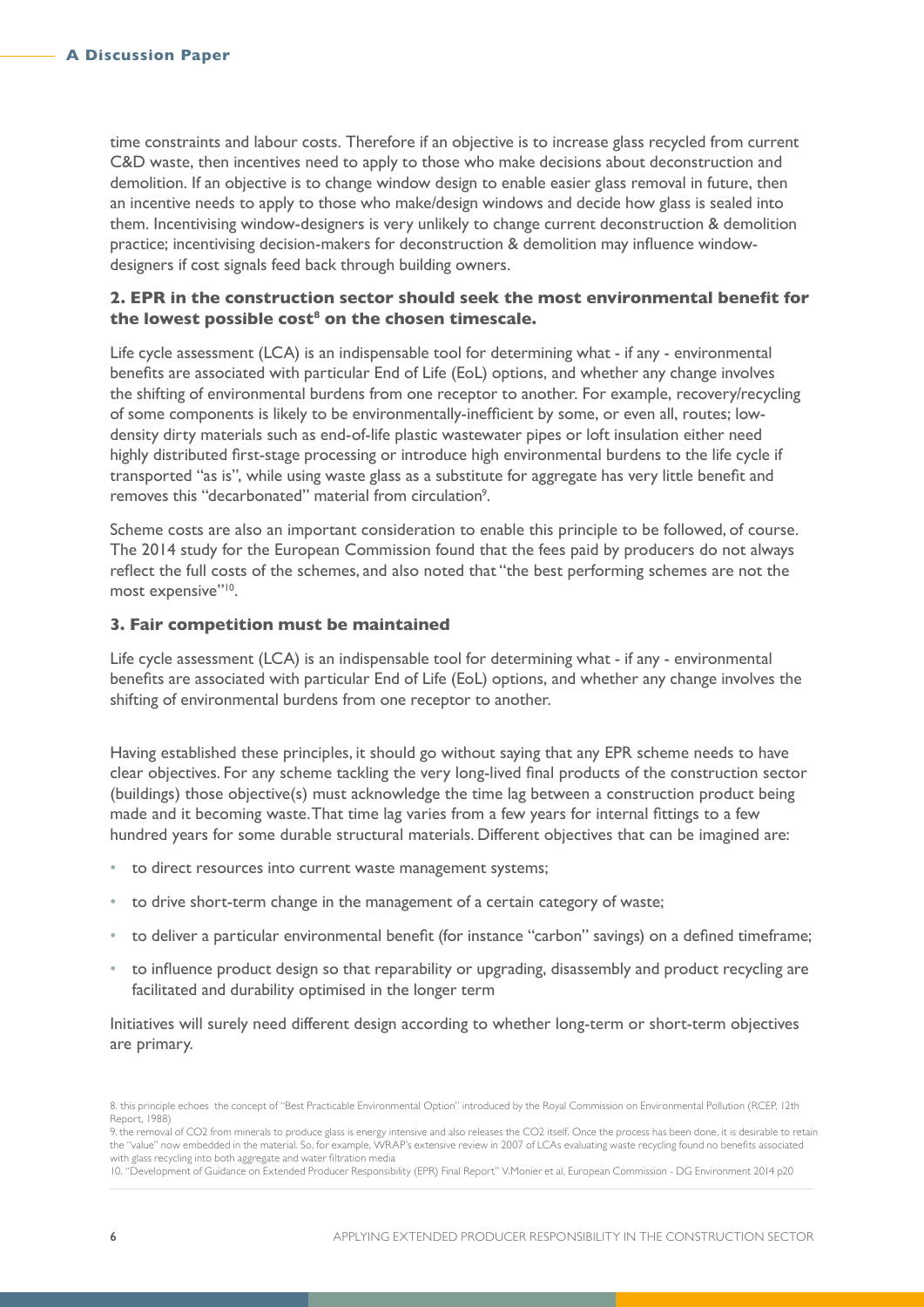time constraints and labour costs. Therefore if an objective is to increase glass recycled from current C&D waste, then incentives need to apply to those who make decisions about deconstruction and demolition. If an objective is to change window design to enable easier glass removal in future, then an incentive needs to apply to those who make/design windows and decide how glass is sealed into them. Incentivising window-designers is very unlikely to change current deconstruction & demolition practice; incentivising decision-makers for deconstruction & demolition may influence window-designers if cost signals feed back through building owners.

### 2. EPR in the construction sector should seek the most environmental benefit for the lowest possible cost[8] on the chosen timescale.

Life cycle assessment (LCA) is an indispensable tool for determining what - if any - environmental benefits are associated with particular End of Life (EoL) options, and whether any change involves the shifting of environmental burdens from one receptor to another. For example, recovery/recycling of some components is likely to be environmentally-inefficient by some, or even all, routes; low-density dirty materials such as end-of-life plastic wastewater pipes or loft insulation either need highly distributed first-stage processing or introduce high environmental burdens to the life cycle if transported "as is", while using waste glass as a substitute for aggregate has very little benefit and removes this "decarbonated" material from circulation[9].

Scheme costs are also an important consideration to enable this principle to be followed, of course. The 2014 study for the European Commission found that the fees paid by producers do not always reflect the full costs of the schemes, and also noted that "the best performing schemes are not the most expensive"[10].

### 3. Fair competition must be maintained

Life cycle assessment (LCA) is an indispensable tool for determining what - if any - environmental benefits are associated with particular End of Life (EoL) options, and whether any change involves the shifting of environmental burdens from one receptor to another.

Having established these principles, it should go without saying that any EPR scheme needs to have clear objectives. For any scheme tackling the very long-lived final products of the construction sector (buildings) those objective(s) must acknowledge the time lag between a construction product being made and it becoming waste. That time lag varies from a few years for internal fittings to a few hundred years for some durable structural materials. Different objectives that can be imagined are:

- to direct resources into current waste management systems;
- to drive short-term change in the management of a certain category of waste;
- to deliver a particular environmental benefit (for instance "carbon" savings) on a defined timeframe;
- to influence product design so that reparability or upgrading, disassembly and product recycling are facilitated and durability optimised in the longer term

Initiatives will surely need different design according to whether long-term or short-term objectives are primary.

8. this principle echoes the concept of "Best Practicable Environmental Option" introduced by the Royal Commission on Environmental Pollution (RCEP, 12th Report, 1988)

9. the removal of $CO_2$ from minerals to produce glass is energy intensive and also releases the $CO_2$ itself. Once the process has been done, it is desirable to retain the "value" now embedded in the material. So, for example, WRAP's extensive review in 2007 of LCAs evaluating waste recycling found no benefits associated with glass recycling into both aggregate and water filtration media

10. "Development of Guidance on Extended Producer Responsibility (EPR) Final Report" V.Monier et al, European Commission - DG Environment 2014 p20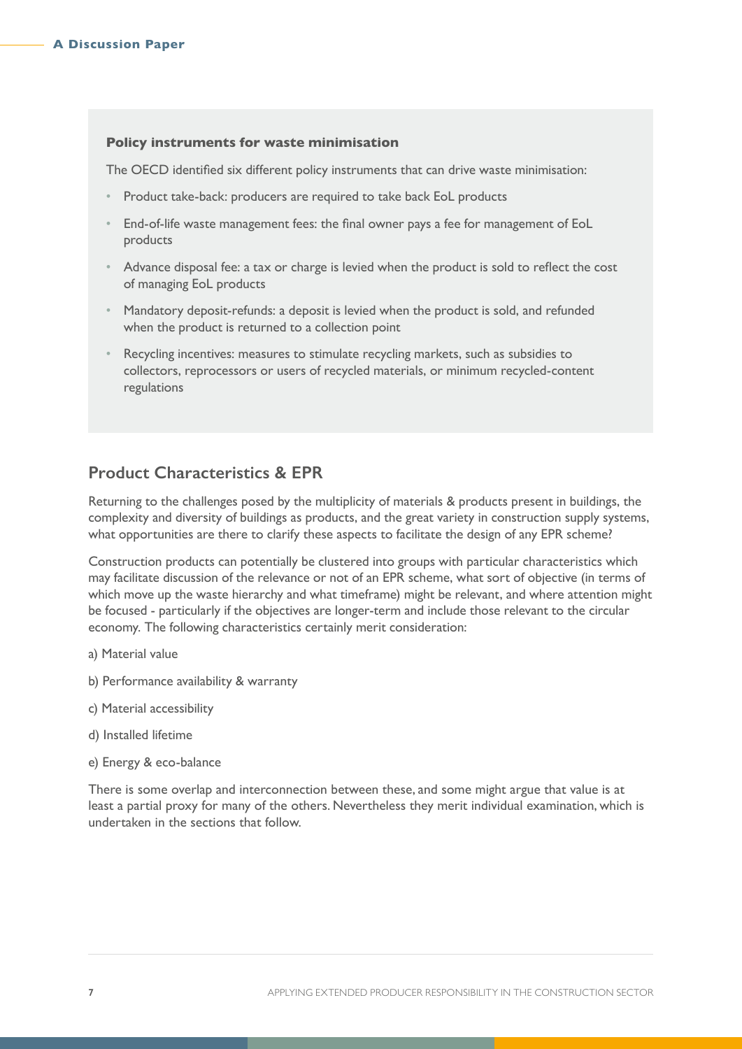**Policy instruments for waste minimisation**

The OECD identified six different policy instruments that can drive waste minimisation:

- Product take-back: producers are required to take back EoL products
- End-of-life waste management fees: the final owner pays a fee for management of EoL products
- Advance disposal fee: a tax or charge is levied when the product is sold to reflect the cost of managing EoL products
- Mandatory deposit-refunds: a deposit is levied when the product is sold, and refunded when the product is returned to a collection point
- Recycling incentives: measures to stimulate recycling markets, such as subsidies to collectors, reprocessors or users of recycled materials, or minimum recycled-content regulations

## Product Characteristics & EPR

Returning to the challenges posed by the multiplicity of materials & products present in buildings, the complexity and diversity of buildings as products, and the great variety in construction supply systems, what opportunities are there to clarify these aspects to facilitate the design of any EPR scheme?

Construction products can potentially be clustered into groups with particular characteristics which may facilitate discussion of the relevance or not of an EPR scheme, what sort of objective (in terms of which move up the waste hierarchy and what timeframe) might be relevant, and where attention might be focused - particularly if the objectives are longer-term and include those relevant to the circular economy. The following characteristics certainly merit consideration:

a) Material value

b) Performance availability & warranty

c) Material accessibility

d) Installed lifetime

e) Energy & eco-balance

There is some overlap and interconnection between these, and some might argue that value is at least a partial proxy for many of the others. Nevertheless they merit individual examination, which is undertaken in the sections that follow.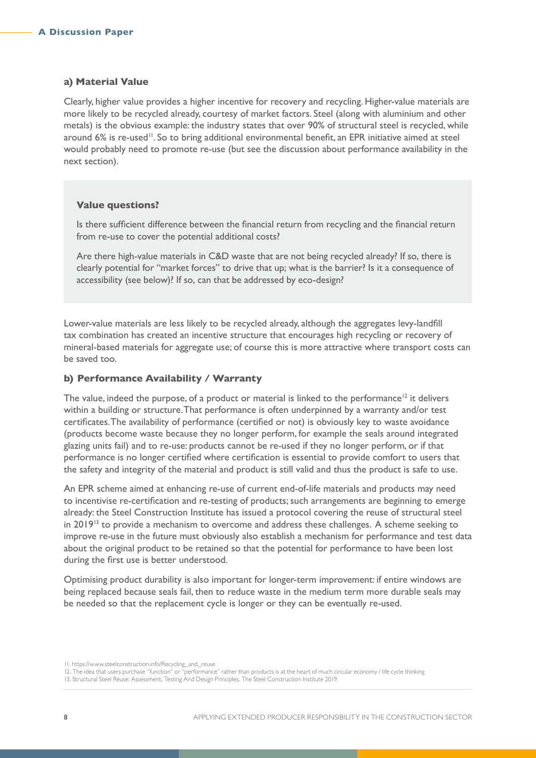### a) Material Value

Clearly, higher value provides a higher incentive for recovery and recycling. Higher-value materials are more likely to be recycled already, courtesy of market factors. Steel (along with aluminium and other metals) is the obvious example: the industry states that over 90% of structural steel is recycled, while around 6% is re-used[11]. So to bring additional environmental benefit, an EPR initiative aimed at steel would probably need to promote re-use (but see the discussion about performance availability in the next section).

> **Value questions?**
>
> Is there sufficient difference between the financial return from recycling and the financial return from re-use to cover the potential additional costs?
>
> Are there high-value materials in C&D waste that are not being recycled already? If so, there is clearly potential for "market forces" to drive that up; what is the barrier? Is it a consequence of accessibility (see below)? If so, can that be addressed by eco-design?

Lower-value materials are less likely to be recycled already, although the aggregates levy-landfill tax combination has created an incentive structure that encourages high recycling or recovery of mineral-based materials for aggregate use; of course this is more attractive where transport costs can be saved too.

### b) Performance Availability / Warranty

The value, indeed the purpose, of a product or material is linked to the performance[12] it delivers within a building or structure. That performance is often underpinned by a warranty and/or test certificates. The availability of performance (certified or not) is obviously key to waste avoidance (products become waste because they no longer perform, for example the seals around integrated glazing units fail) and to re-use: products cannot be re-used if they no longer perform, or if that performance is no longer certified where certification is essential to provide comfort to users that the safety and integrity of the material and product is still valid and thus the product is safe to use.

An EPR scheme aimed at enhancing re-use of current end-of-life materials and products may need to incentivise re-certification and re-testing of products; such arrangements are beginning to emerge already: the Steel Construction Institute has issued a protocol covering the reuse of structural steel in 2019[13] to provide a mechanism to overcome and address these challenges. A scheme seeking to improve re-use in the future must obviously also establish a mechanism for performance and test data about the original product to be retained so that the potential for performance to have been lost during the first use is better understood.

Optimising product durability is also important for longer-term improvement: if entire windows are being replaced because seals fail, then to reduce waste in the medium term more durable seals may be needed so that the replacement cycle is longer or they can be eventually re-used.

---

11. https://www.steelconstruction.info/Recycling_and_reuse
12. The idea that users purchase "function" or "performance" rather than products is at the heart of much circular economy / life cycle thinking
13. Structural Steel Reuse: Assessment, Testing And Design Principles. The Steel Construction Institute 2019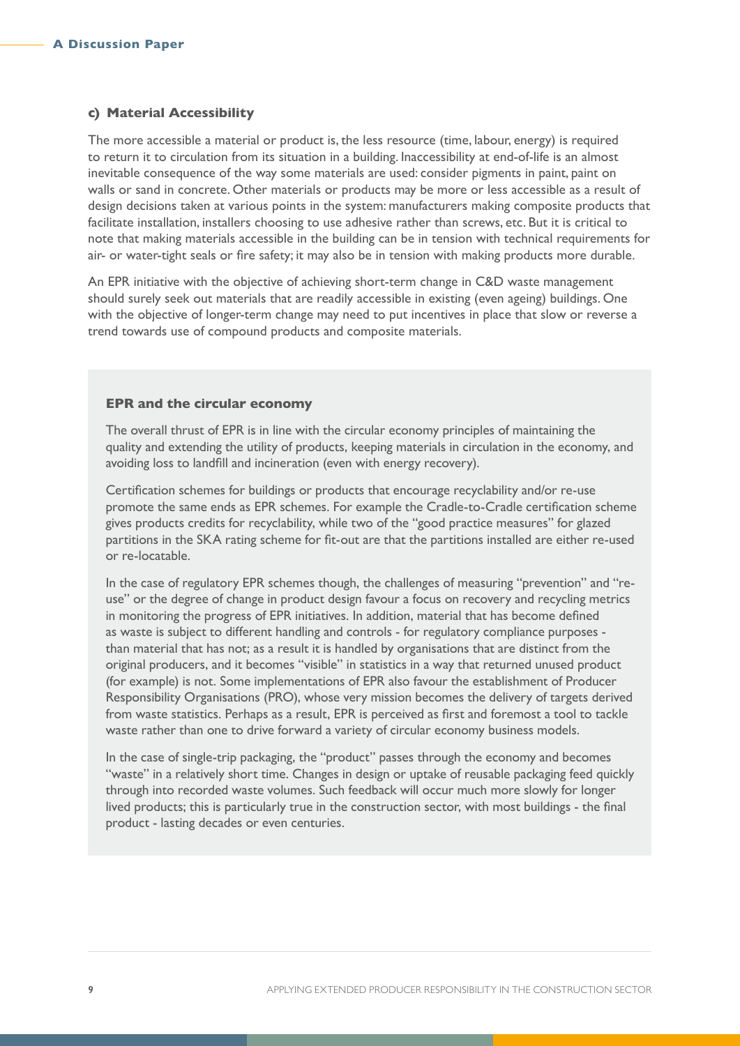### c) Material Accessibility

The more accessible a material or product is, the less resource (time, labour, energy) is required to return it to circulation from its situation in a building. Inaccessibility at end-of-life is an almost inevitable consequence of the way some materials are used: consider pigments in paint, paint on walls or sand in concrete. Other materials or products may be more or less accessible as a result of design decisions taken at various points in the system: manufacturers making composite products that facilitate installation, installers choosing to use adhesive rather than screws, etc. But it is critical to note that making materials accessible in the building can be in tension with technical requirements for air- or water-tight seals or fire safety; it may also be in tension with making products more durable.

An EPR initiative with the objective of achieving short-term change in C&D waste management should surely seek out materials that are readily accessible in existing (even ageing) buildings. One with the objective of longer-term change may need to put incentives in place that slow or reverse a trend towards use of compound products and composite materials.

#### EPR and the circular economy

The overall thrust of EPR is in line with the circular economy principles of maintaining the quality and extending the utility of products, keeping materials in circulation in the economy, and avoiding loss to landfill and incineration (even with energy recovery).

Certification schemes for buildings or products that encourage recyclability and/or re-use promote the same ends as EPR schemes. For example the Cradle-to-Cradle certification scheme gives products credits for recyclability, while two of the "good practice measures" for glazed partitions in the SKA rating scheme for fit-out are that the partitions installed are either re-used or re-locatable.

In the case of regulatory EPR schemes though, the challenges of measuring "prevention" and "re-use" or the degree of change in product design favour a focus on recovery and recycling metrics in monitoring the progress of EPR initiatives. In addition, material that has become defined as waste is subject to different handling and controls - for regulatory compliance purposes - than material that has not; as a result it is handled by organisations that are distinct from the original producers, and it becomes "visible" in statistics in a way that returned unused product (for example) is not. Some implementations of EPR also favour the establishment of Producer Responsibility Organisations (PRO), whose very mission becomes the delivery of targets derived from waste statistics. Perhaps as a result, EPR is perceived as first and foremost a tool to tackle waste rather than one to drive forward a variety of circular economy business models.

In the case of single-trip packaging, the "product" passes through the economy and becomes "waste" in a relatively short time. Changes in design or uptake of reusable packaging feed quickly through into recorded waste volumes. Such feedback will occur much more slowly for longer lived products; this is particularly true in the construction sector, with most buildings - the final product - lasting decades or even centuries.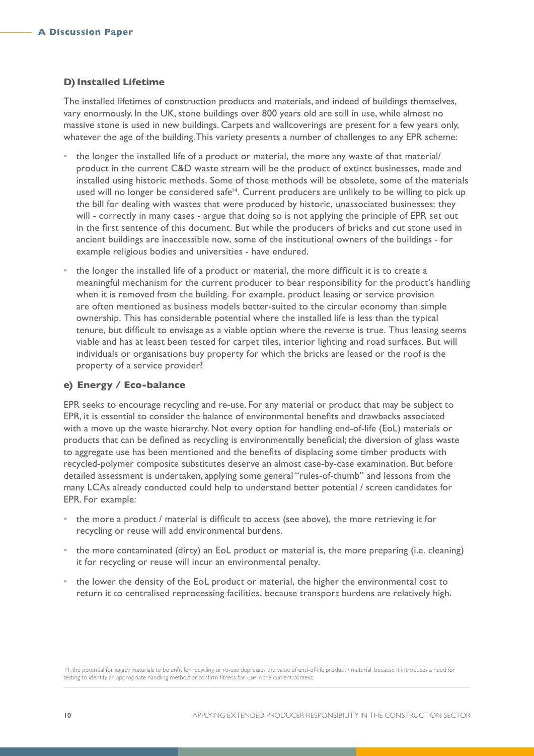### D) Installed Lifetime

The installed lifetimes of construction products and materials, and indeed of buildings themselves, vary enormously. In the UK, stone buildings over 800 years old are still in use, while almost no massive stone is used in new buildings. Carpets and wallcoverings are present for a few years only, whatever the age of the building. This variety presents a number of challenges to any EPR scheme:

- the longer the installed life of a product or material, the more any waste of that material/ product in the current C&D waste stream will be the product of extinct businesses, made and installed using historic methods. Some of those methods will be obsolete, some of the materials used will no longer be considered safe[14]. Current producers are unlikely to be willing to pick up the bill for dealing with wastes that were produced by historic, unassociated businesses: they will - correctly in many cases - argue that doing so is not applying the principle of EPR set out in the first sentence of this document. But while the producers of bricks and cut stone used in ancient buildings are inaccessible now, some of the institutional owners of the buildings - for example religious bodies and universities - have endured.
- the longer the installed life of a product or material, the more difficult it is to create a meaningful mechanism for the current producer to bear responsibility for the product's handling when it is removed from the building. For example, product leasing or service provision are often mentioned as business models better-suited to the circular economy than simple ownership. This has considerable potential where the installed life is less than the typical tenure, but difficult to envisage as a viable option where the reverse is true. Thus leasing seems viable and has at least been tested for carpet tiles, interior lighting and road surfaces. But will individuals or organisations buy property for which the bricks are leased or the roof is the property of a service provider?

### e) Energy / Eco-balance

EPR seeks to encourage recycling and re-use. For any material or product that may be subject to EPR, it is essential to consider the balance of environmental benefits and drawbacks associated with a move up the waste hierarchy. Not every option for handling end-of-life (EoL) materials or products that can be defined as recycling is environmentally beneficial; the diversion of glass waste to aggregate use has been mentioned and the benefits of displacing some timber products with recycled-polymer composite substitutes deserve an almost case-by-case examination. But before detailed assessment is undertaken, applying some general "rules-of-thumb" and lessons from the many LCAs already conducted could help to understand better potential / screen candidates for EPR. For example:

- the more a product / material is difficult to access (see above), the more retrieving it for recycling or reuse will add environmental burdens.
- the more contaminated (dirty) an EoL product or material is, the more preparing (i.e. cleaning) it for recycling or reuse will incur an environmental penalty.
- the lower the density of the EoL product or material, the higher the environmental cost to return it to centralised reprocessing facilities, because transport burdens are relatively high.

14. the potential for legacy materials to be unfit for recycling or re-use depresses the value of end-of-life product / material, because it introduces a need for testing to identify an appropriate handling method or confirm fitness-for-use in the current context.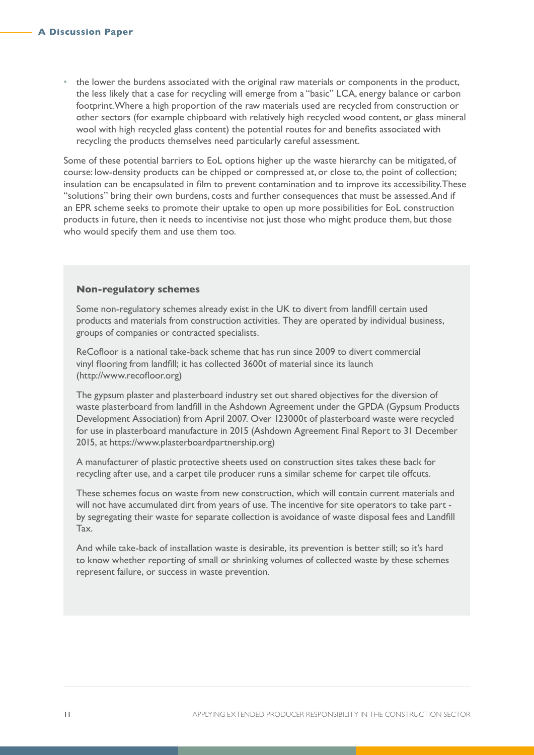- the lower the burdens associated with the original raw materials or components in the product, the less likely that a case for recycling will emerge from a "basic" LCA, energy balance or carbon footprint. Where a high proportion of the raw materials used are recycled from construction or other sectors (for example chipboard with relatively high recycled wood content, or glass mineral wool with high recycled glass content) the potential routes for and benefits associated with recycling the products themselves need particularly careful assessment.

Some of these potential barriers to EoL options higher up the waste hierarchy can be mitigated, of course: low-density products can be chipped or compressed at, or close to, the point of collection; insulation can be encapsulated in film to prevent contamination and to improve its accessibility. These "solutions" bring their own burdens, costs and further consequences that must be assessed. And if an EPR scheme seeks to promote their uptake to open up more possibilities for EoL construction products in future, then it needs to incentivise not just those who might produce them, but those who would specify them and use them too.

**Non-regulatory schemes**

Some non-regulatory schemes already exist in the UK to divert from landfill certain used products and materials from construction activities. They are operated by individual business, groups of companies or contracted specialists.

ReCofloor is a national take-back scheme that has run since 2009 to divert commercial vinyl flooring from landfill; it has collected 3600t of material since its launch (http://www.recofloor.org)

The gypsum plaster and plasterboard industry set out shared objectives for the diversion of waste plasterboard from landfill in the Ashdown Agreement under the GPDA (Gypsum Products Development Association) from April 2007. Over 123000t of plasterboard waste were recycled for use in plasterboard manufacture in 2015 (Ashdown Agreement Final Report to 31 December 2015, at https://www.plasterboardpartnership.org)

A manufacturer of plastic protective sheets used on construction sites takes these back for recycling after use, and a carpet tile producer runs a similar scheme for carpet tile offcuts.

These schemes focus on waste from new construction, which will contain current materials and will not have accumulated dirt from years of use. The incentive for site operators to take part - by segregating their waste for separate collection is avoidance of waste disposal fees and Landfill Tax.

And while take-back of installation waste is desirable, its prevention is better still; so it's hard to know whether reporting of small or shrinking volumes of collected waste by these schemes represent failure, or success in waste prevention.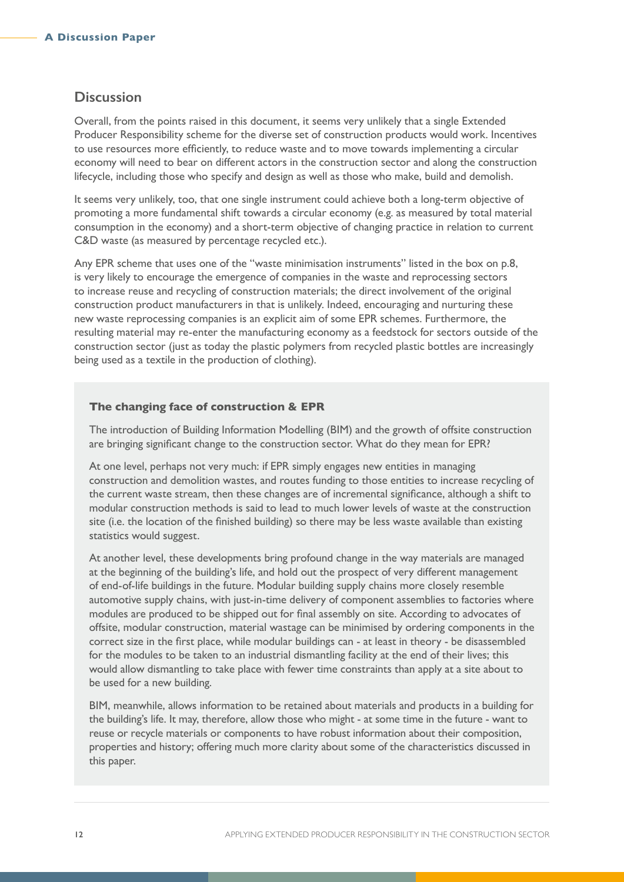## Discussion

Overall, from the points raised in this document, it seems very unlikely that a single Extended Producer Responsibility scheme for the diverse set of construction products would work. Incentives to use resources more efficiently, to reduce waste and to move towards implementing a circular economy will need to bear on different actors in the construction sector and along the construction lifecycle, including those who specify and design as well as those who make, build and demolish.

It seems very unlikely, too, that one single instrument could achieve both a long-term objective of promoting a more fundamental shift towards a circular economy (e.g. as measured by total material consumption in the economy) and a short-term objective of changing practice in relation to current C&D waste (as measured by percentage recycled etc.).

Any EPR scheme that uses one of the "waste minimisation instruments" listed in the box on p.8, is very likely to encourage the emergence of companies in the waste and reprocessing sectors to increase reuse and recycling of construction materials; the direct involvement of the original construction product manufacturers in that is unlikely. Indeed, encouraging and nurturing these new waste reprocessing companies is an explicit aim of some EPR schemes. Furthermore, the resulting material may re-enter the manufacturing economy as a feedstock for sectors outside of the construction sector (just as today the plastic polymers from recycled plastic bottles are increasingly being used as a textile in the production of clothing).

### The changing face of construction & EPR

The introduction of Building Information Modelling (BIM) and the growth of offsite construction are bringing significant change to the construction sector. What do they mean for EPR?

At one level, perhaps not very much: if EPR simply engages new entities in managing construction and demolition wastes, and routes funding to those entities to increase recycling of the current waste stream, then these changes are of incremental significance, although a shift to modular construction methods is said to lead to much lower levels of waste at the construction site (i.e. the location of the finished building) so there may be less waste available than existing statistics would suggest.

At another level, these developments bring profound change in the way materials are managed at the beginning of the building's life, and hold out the prospect of very different management of end-of-life buildings in the future. Modular building supply chains more closely resemble automotive supply chains, with just-in-time delivery of component assemblies to factories where modules are produced to be shipped out for final assembly on site. According to advocates of offsite, modular construction, material wastage can be minimised by ordering components in the correct size in the first place, while modular buildings can - at least in theory - be disassembled for the modules to be taken to an industrial dismantling facility at the end of their lives; this would allow dismantling to take place with fewer time constraints than apply at a site about to be used for a new building.

BIM, meanwhile, allows information to be retained about materials and products in a building for the building's life. It may, therefore, allow those who might - at some time in the future - want to reuse or recycle materials or components to have robust information about their composition, properties and history; offering much more clarity about some of the characteristics discussed in this paper.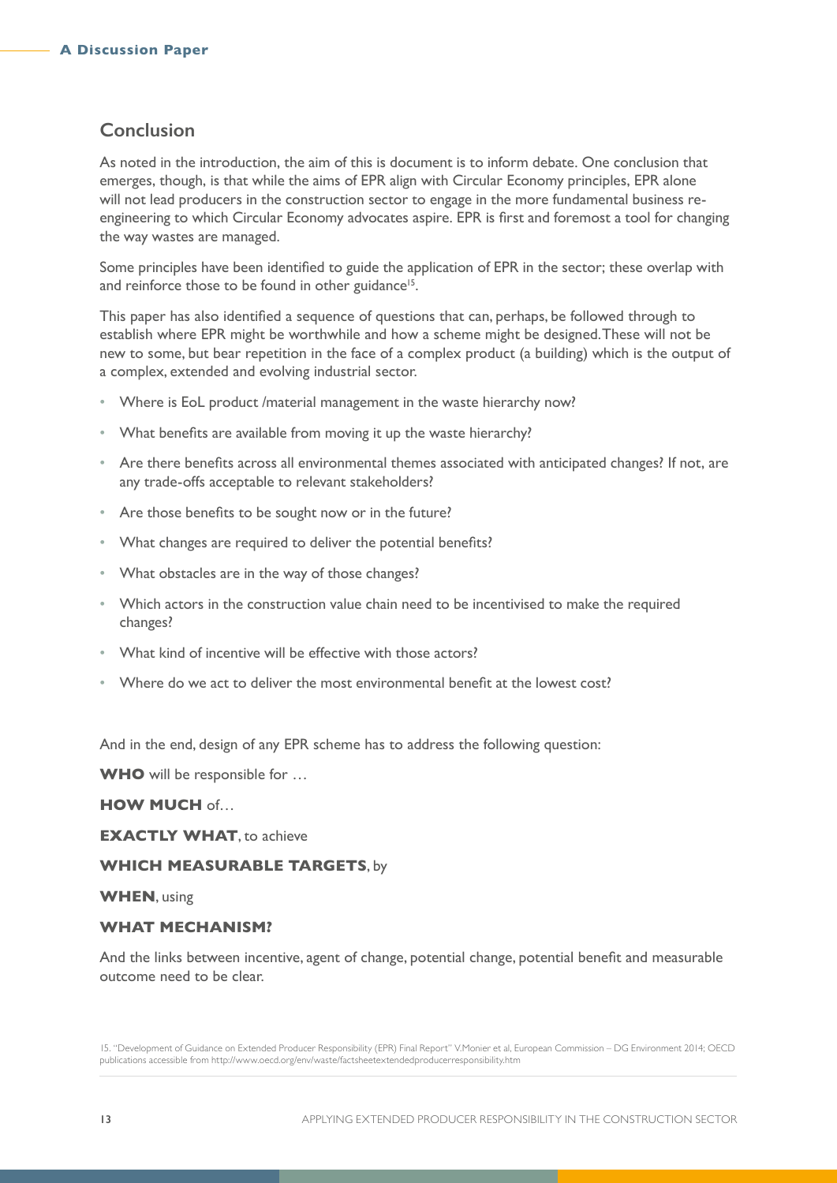## Conclusion

As noted in the introduction, the aim of this is document is to inform debate. One conclusion that emerges, though, is that while the aims of EPR align with Circular Economy principles, EPR alone will not lead producers in the construction sector to engage in the more fundamental business re-engineering to which Circular Economy advocates aspire. EPR is first and foremost a tool for changing the way wastes are managed.

Some principles have been identified to guide the application of EPR in the sector; these overlap with and reinforce those to be found in other guidance[15].

This paper has also identified a sequence of questions that can, perhaps, be followed through to establish where EPR might be worthwhile and how a scheme might be designed. These will not be new to some, but bear repetition in the face of a complex product (a building) which is the output of a complex, extended and evolving industrial sector.

- Where is EoL product /material management in the waste hierarchy now?
- What benefits are available from moving it up the waste hierarchy?
- Are there benefits across all environmental themes associated with anticipated changes? If not, are any trade-offs acceptable to relevant stakeholders?
- Are those benefits to be sought now or in the future?
- What changes are required to deliver the potential benefits?
- What obstacles are in the way of those changes?
- Which actors in the construction value chain need to be incentivised to make the required changes?
- What kind of incentive will be effective with those actors?
- Where do we act to deliver the most environmental benefit at the lowest cost?

And in the end, design of any EPR scheme has to address the following question:

**WHO** will be responsible for …

**HOW MUCH** of…

**EXACTLY WHAT**, to achieve

**WHICH MEASURABLE TARGETS**, by

**WHEN**, using

**WHAT MECHANISM?**

And the links between incentive, agent of change, potential change, potential benefit and measurable outcome need to be clear.

15. "Development of Guidance on Extended Producer Responsibility (EPR) Final Report" V.Monier et al, European Commission – DG Environment 2014; OECD publications accessible from http://www.oecd.org/env/waste/factsheetextendedproducerresponsibility.htm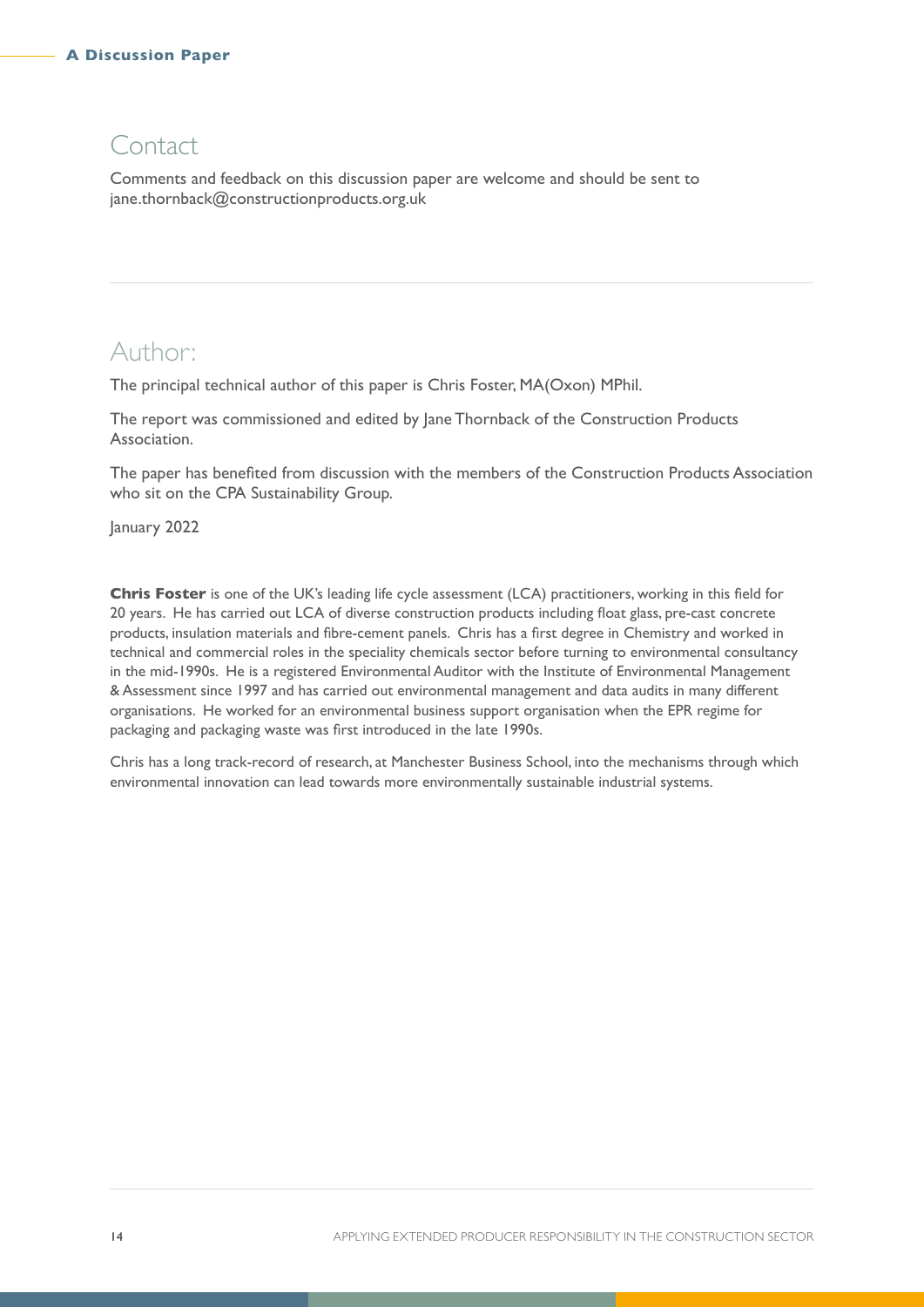## Contact

Comments and feedback on this discussion paper are welcome and should be sent to jane.thornback@constructionproducts.org.uk

## Author:

The principal technical author of this paper is Chris Foster, MA(Oxon) MPhil.

The report was commissioned and edited by Jane Thornback of the Construction Products Association.

The paper has benefited from discussion with the members of the Construction Products Association who sit on the CPA Sustainability Group.

January 2022

**Chris Foster** is one of the UK's leading life cycle assessment (LCA) practitioners, working in this field for 20 years. He has carried out LCA of diverse construction products including float glass, pre-cast concrete products, insulation materials and fibre-cement panels. Chris has a first degree in Chemistry and worked in technical and commercial roles in the speciality chemicals sector before turning to environmental consultancy in the mid-1990s. He is a registered Environmental Auditor with the Institute of Environmental Management & Assessment since 1997 and has carried out environmental management and data audits in many different organisations. He worked for an environmental business support organisation when the EPR regime for packaging and packaging waste was first introduced in the late 1990s.

Chris has a long track-record of research, at Manchester Business School, into the mechanisms through which environmental innovation can lead towards more environmentally sustainable industrial systems.